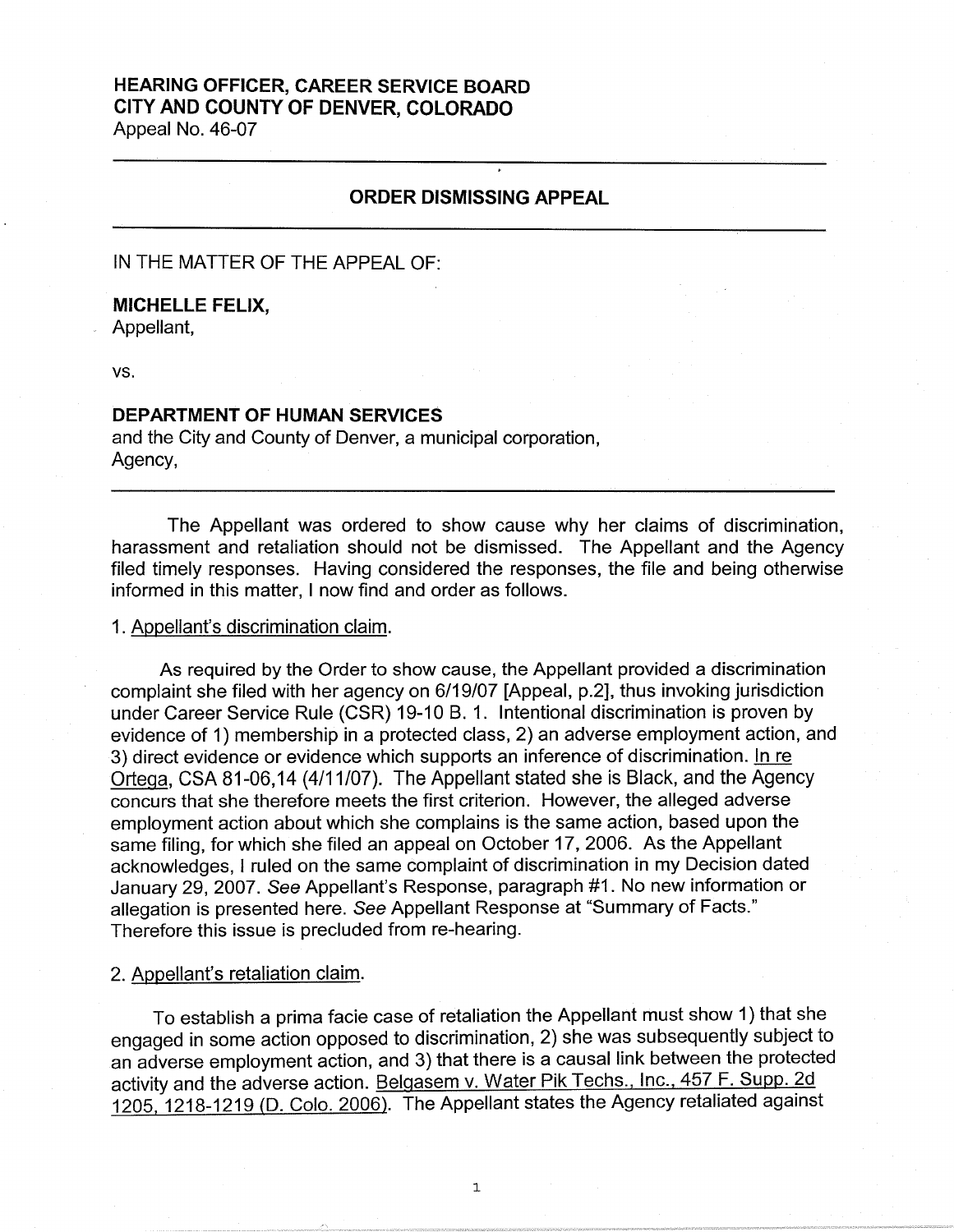# HEARING OFFICER, CAREER SERVICE BOARD
# CITY AND COUNTY OF DENVER, COLORADO

Appeal No. 46-07

---

## ORDER DISMISSING APPEAL

---

IN THE MATTER OF THE APPEAL OF:

**MICHELLE FELIX,**
Appellant,

vs.

**DEPARTMENT OF HUMAN SERVICES**
and the City and County of Denver, a municipal corporation,
Agency,

---

The Appellant was ordered to show cause why her claims of discrimination, harassment and retaliation should not be dismissed. The Appellant and the Agency filed timely responses. Having considered the responses, the file and being otherwise informed in this matter, I now find and order as follows.

1. Appellant's discrimination claim.

As required by the Order to show cause, the Appellant provided a discrimination complaint she filed with her agency on 6/19/07 [Appeal, p.2], thus invoking jurisdiction under Career Service Rule (CSR) 19-10 B. 1. Intentional discrimination is proven by evidence of 1) membership in a protected class, 2) an adverse employment action, and 3) direct evidence or evidence which supports an inference of discrimination. In re Ortega, CSA 81-06,14 (4/11/07). The Appellant stated she is Black, and the Agency concurs that she therefore meets the first criterion. However, the alleged adverse employment action about which she complains is the same action, based upon the same filing, for which she filed an appeal on October 17, 2006. As the Appellant acknowledges, I ruled on the same complaint of discrimination in my Decision dated January 29, 2007. *See* Appellant's Response, paragraph #1. No new information or allegation is presented here. *See* Appellant Response at "Summary of Facts." Therefore this issue is precluded from re-hearing.

2. Appellant's retaliation claim.

To establish a prima facie case of retaliation the Appellant must show 1) that she engaged in some action opposed to discrimination, 2) she was subsequently subject to an adverse employment action, and 3) that there is a causal link between the protected activity and the adverse action. Belgasem v. Water Pik Techs., Inc., 457 F. Supp. 2d 1205, 1218-1219 (D. Colo. 2006). The Appellant states the Agency retaliated against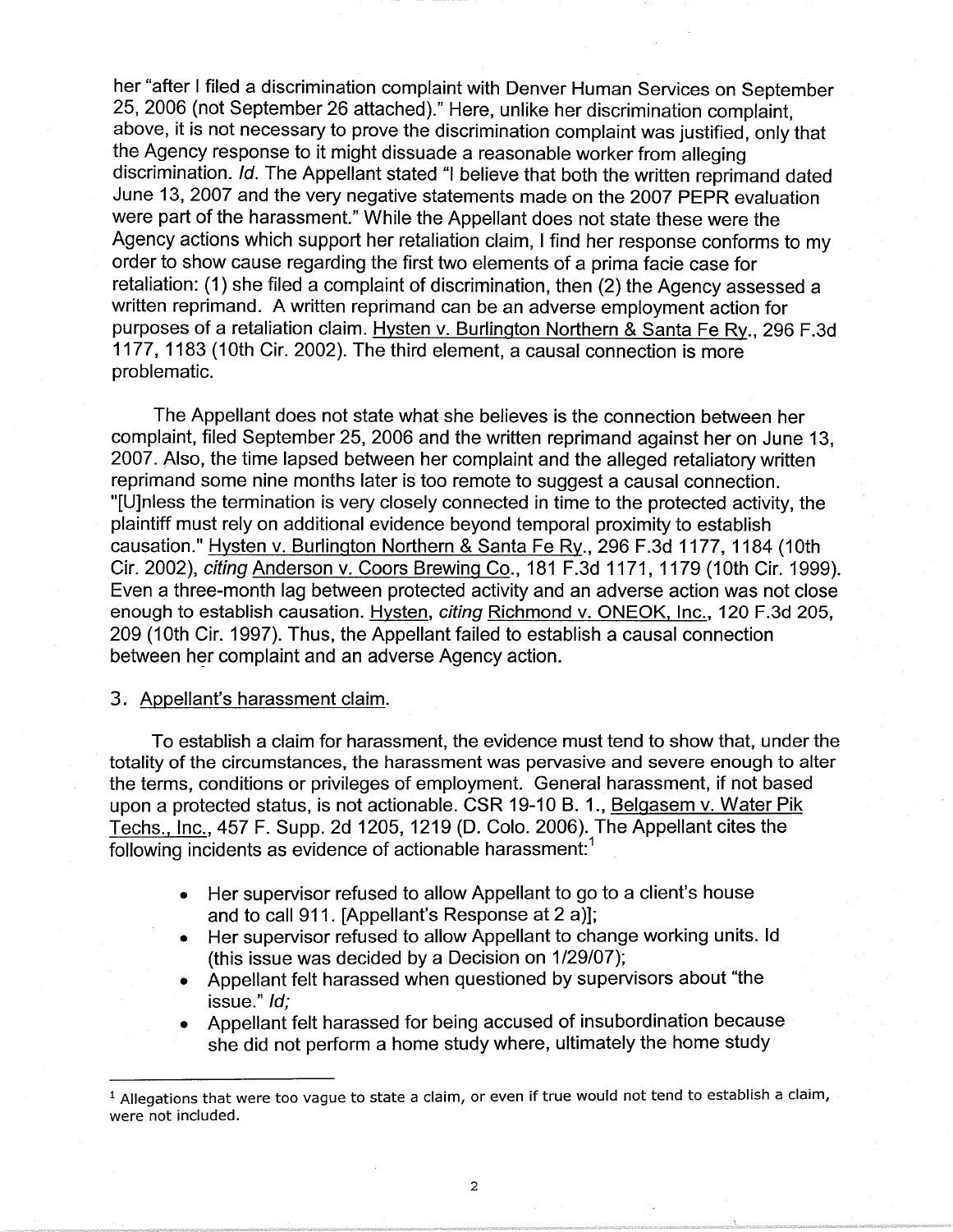her "after I filed a discrimination complaint with Denver Human Services on September 25, 2006 (not September 26 attached)." Here, unlike her discrimination complaint, above, it is not necessary to prove the discrimination complaint was justified, only that the Agency response to it might dissuade a reasonable worker from alleging discrimination. *Id.* The Appellant stated "I believe that both the written reprimand dated June 13, 2007 and the very negative statements made on the 2007 PEPR evaluation were part of the harassment." While the Appellant does not state these were the Agency actions which support her retaliation claim, I find her response conforms to my order to show cause regarding the first two elements of a prima facie case for retaliation: (1) she filed a complaint of discrimination, then (2) the Agency assessed a written reprimand. A written reprimand can be an adverse employment action for purposes of a retaliation claim. Hysten v. Burlington Northern & Santa Fe Ry., 296 F.3d 1177, 1183 (10th Cir. 2002). The third element, a causal connection is more problematic.

The Appellant does not state what she believes is the connection between her complaint, filed September 25, 2006 and the written reprimand against her on June 13, 2007. Also, the time lapsed between her complaint and the alleged retaliatory written reprimand some nine months later is too remote to suggest a causal connection. "[U]nless the termination is very closely connected in time to the protected activity, the plaintiff must rely on additional evidence beyond temporal proximity to establish causation." Hysten v. Burlington Northern & Santa Fe Ry., 296 F.3d 1177, 1184 (10th Cir. 2002), *citing* Anderson v. Coors Brewing Co., 181 F.3d 1171, 1179 (10th Cir. 1999). Even a three-month lag between protected activity and an adverse action was not close enough to establish causation. Hysten, *citing* Richmond v. ONEOK, Inc., 120 F.3d 205, 209 (10th Cir. 1997). Thus, the Appellant failed to establish a causal connection between her complaint and an adverse Agency action.

3. Appellant's harassment claim.

To establish a claim for harassment, the evidence must tend to show that, under the totality of the circumstances, the harassment was pervasive and severe enough to alter the terms, conditions or privileges of employment. General harassment, if not based upon a protected status, is not actionable. CSR 19-10 B. 1., Belgasem v. Water Pik Techs., Inc., 457 F. Supp. 2d 1205, 1219 (D. Colo. 2006). The Appellant cites the following incidents as evidence of actionable harassment:[1]

- Her supervisor refused to allow Appellant to go to a client's house and to call 911. [Appellant's Response at 2 a)];
- Her supervisor refused to allow Appellant to change working units. Id (this issue was decided by a Decision on 1/29/07);
- Appellant felt harassed when questioned by supervisors about "the issue." *Id;*
- Appellant felt harassed for being accused of insubordination because she did not perform a home study where, ultimately the home study

[1] Allegations that were too vague to state a claim, or even if true would not tend to establish a claim, were not included.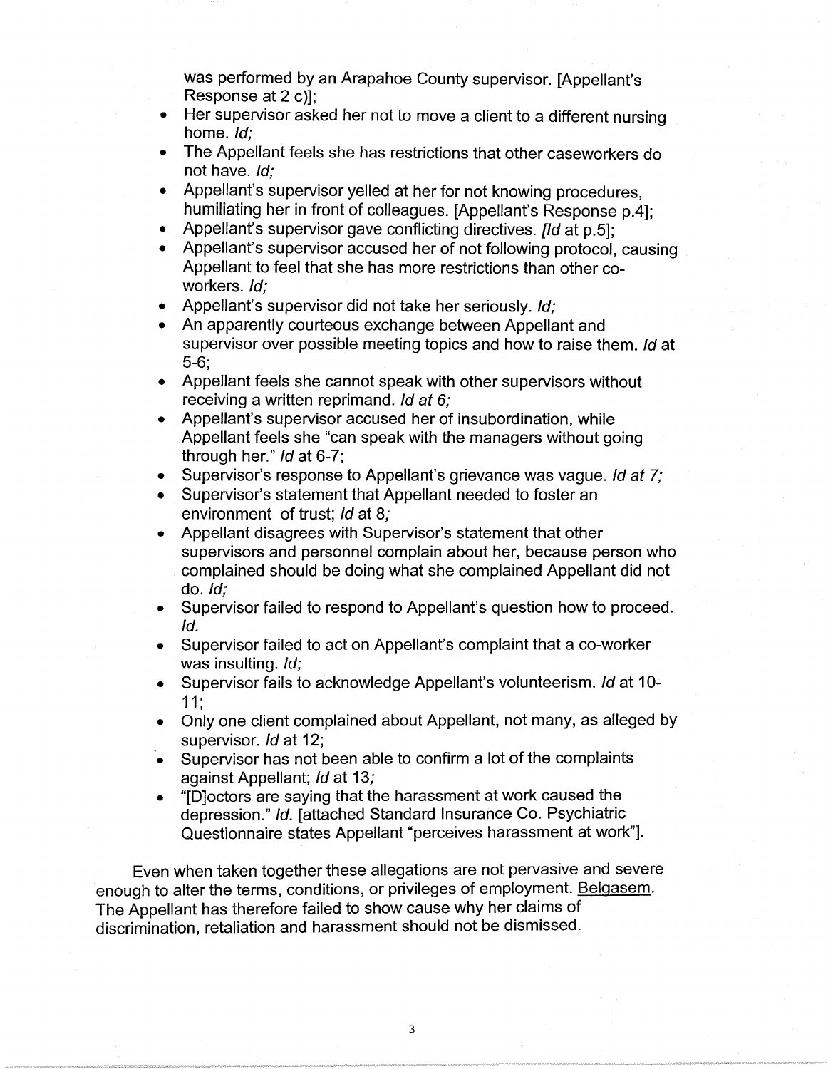was performed by an Arapahoe County supervisor. [Appellant's Response at 2 c)];

- Her supervisor asked her not to move a client to a different nursing home. *Id;*
- The Appellant feels she has restrictions that other caseworkers do not have. *Id;*
- Appellant's supervisor yelled at her for not knowing procedures, humiliating her in front of colleagues. [Appellant's Response p.4];
- Appellant's supervisor gave conflicting directives. *[Id* at p.5];
- Appellant's supervisor accused her of not following protocol, causing Appellant to feel that she has more restrictions than other co-workers. *Id;*
- Appellant's supervisor did not take her seriously. *Id;*
- An apparently courteous exchange between Appellant and supervisor over possible meeting topics and how to raise them. *Id* at 5-6;
- Appellant feels she cannot speak with other supervisors without receiving a written reprimand. *Id at 6;*
- Appellant's supervisor accused her of insubordination, while Appellant feels she "can speak with the managers without going through her." *Id* at 6-7;
- Supervisor's response to Appellant's grievance was vague. *Id at 7;*
- Supervisor's statement that Appellant needed to foster an environment of trust; *Id* at 8*;*
- Appellant disagrees with Supervisor's statement that other supervisors and personnel complain about her, because person who complained should be doing what she complained Appellant did not do. *Id;*
- Supervisor failed to respond to Appellant's question how to proceed. *Id.*
- Supervisor failed to act on Appellant's complaint that a co-worker was insulting. *Id;*
- Supervisor fails to acknowledge Appellant's volunteerism. *Id* at 10-11;
- Only one client complained about Appellant, not many, as alleged by supervisor. *Id* at 12;
- Supervisor has not been able to confirm a lot of the complaints against Appellant; *Id* at 13*;*
- "[D]octors are saying that the harassment at work caused the depression." *Id.* [attached Standard Insurance Co. Psychiatric Questionnaire states Appellant "perceives harassment at work"].

Even when taken together these allegations are not pervasive and severe enough to alter the terms, conditions, or privileges of employment. Belgasem. The Appellant has therefore failed to show cause why her claims of discrimination, retaliation and harassment should not be dismissed.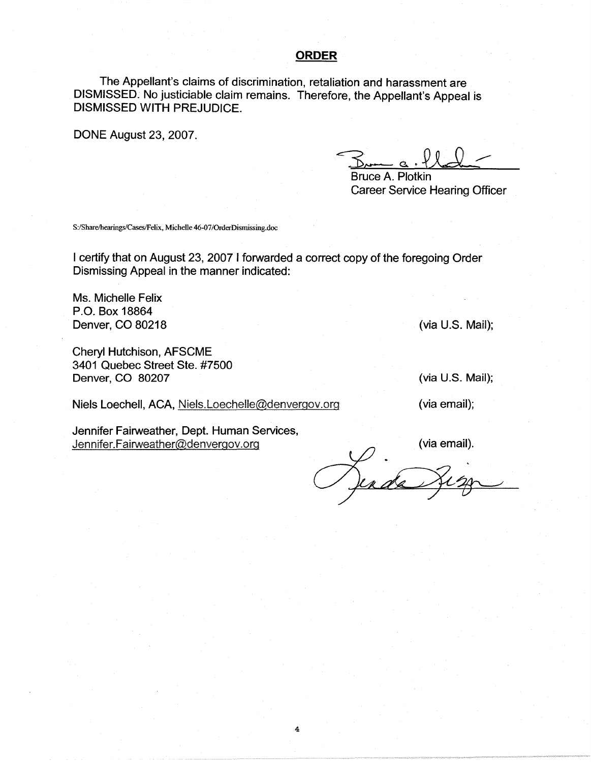## ORDER

The Appellant's claims of discrimination, retaliation and harassment are DISMISSED. No justiciable claim remains. Therefore, the Appellant's Appeal is DISMISSED WITH PREJUDICE.

DONE August 23, 2007.

Bruce A. Plotkin
Career Service Hearing Officer

S:/Share/hearings/Cases/Felix, Michelle 46-07/OrderDismissing.doc

I certify that on August 23, 2007 I forwarded a correct copy of the foregoing Order Dismissing Appeal in the manner indicated:

Ms. Michelle Felix
P.O. Box 18864
Denver, CO 80218 (via U.S. Mail);

Cheryl Hutchison, AFSCME
3401 Quebec Street Ste. #7500
Denver, CO 80207 (via U.S. Mail);

Niels Loechell, ACA, Niels.Loechelle@denvergov.org (via email);

Jennifer Fairweather, Dept. Human Services,
Jennifer.Fairweather@denvergov.org (via email).